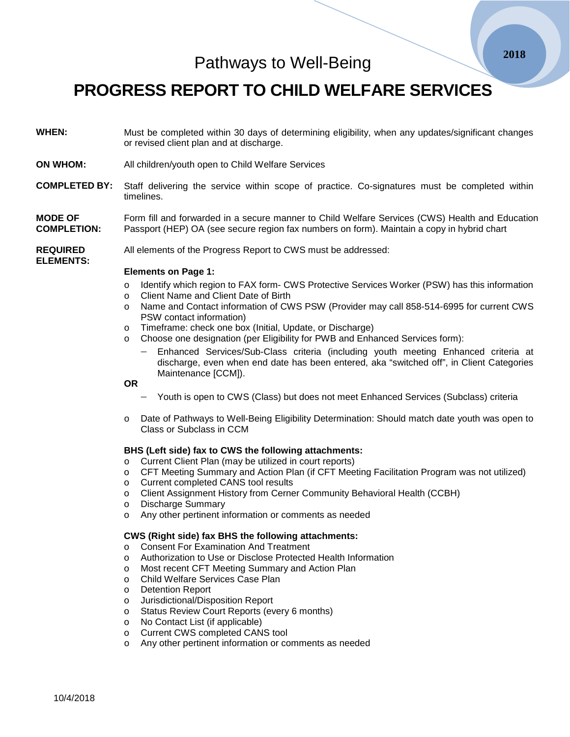2018

Pathways to Well-Being

# PROGRESS REPORT TO CHILD WELFARE SERVICES

**WHEN:** Must be completed within 30 days of determining eligibility, when any updates/significant changes or revised client plan and at discharge.

**ON WHOM:** All children/youth open to Child Welfare Services

**COMPLETED BY:** Staff delivering the service within scope of practice. Co-signatures must be completed within timelines.

**MODE OF COMPLETION:** Form fill and forwarded in a secure manner to Child Welfare Services (CWS) Health and Education Passport (HEP) OA (see secure region fax numbers on form). Maintain a copy in hybrid chart

**REQUIRED ELEMENTS:** All elements of the Progress Report to CWS must be addressed:

**Elements on Page 1:**

- Identify which region to FAX form- CWS Protective Services Worker (PSW) has this information
- Client Name and Client Date of Birth
- Name and Contact information of CWS PSW (Provider may call 858-514-6995 for current CWS PSW contact information)
- Timeframe: check one box (Initial, Update, or Discharge)
- Choose one designation (per Eligibility for PWB and Enhanced Services form):
  - Enhanced Services/Sub-Class criteria (including youth meeting Enhanced criteria at discharge, even when end date has been entered, aka "switched off", in Client Categories Maintenance [CCM]).

  **OR**

  - Youth is open to CWS (Class) but does not meet Enhanced Services (Subclass) criteria
- Date of Pathways to Well-Being Eligibility Determination: Should match date youth was open to Class or Subclass in CCM

**BHS (Left side) fax to CWS the following attachments:**

- Current Client Plan (may be utilized in court reports)
- CFT Meeting Summary and Action Plan (if CFT Meeting Facilitation Program was not utilized)
- Current completed CANS tool results
- Client Assignment History from Cerner Community Behavioral Health (CCBH)
- Discharge Summary
- Any other pertinent information or comments as needed

**CWS (Right side) fax BHS the following attachments:**

- Consent For Examination And Treatment
- Authorization to Use or Disclose Protected Health Information
- Most recent CFT Meeting Summary and Action Plan
- Child Welfare Services Case Plan
- Detention Report
- Jurisdictional/Disposition Report
- Status Review Court Reports (every 6 months)
- No Contact List (if applicable)
- Current CWS completed CANS tool
- Any other pertinent information or comments as needed

10/4/2018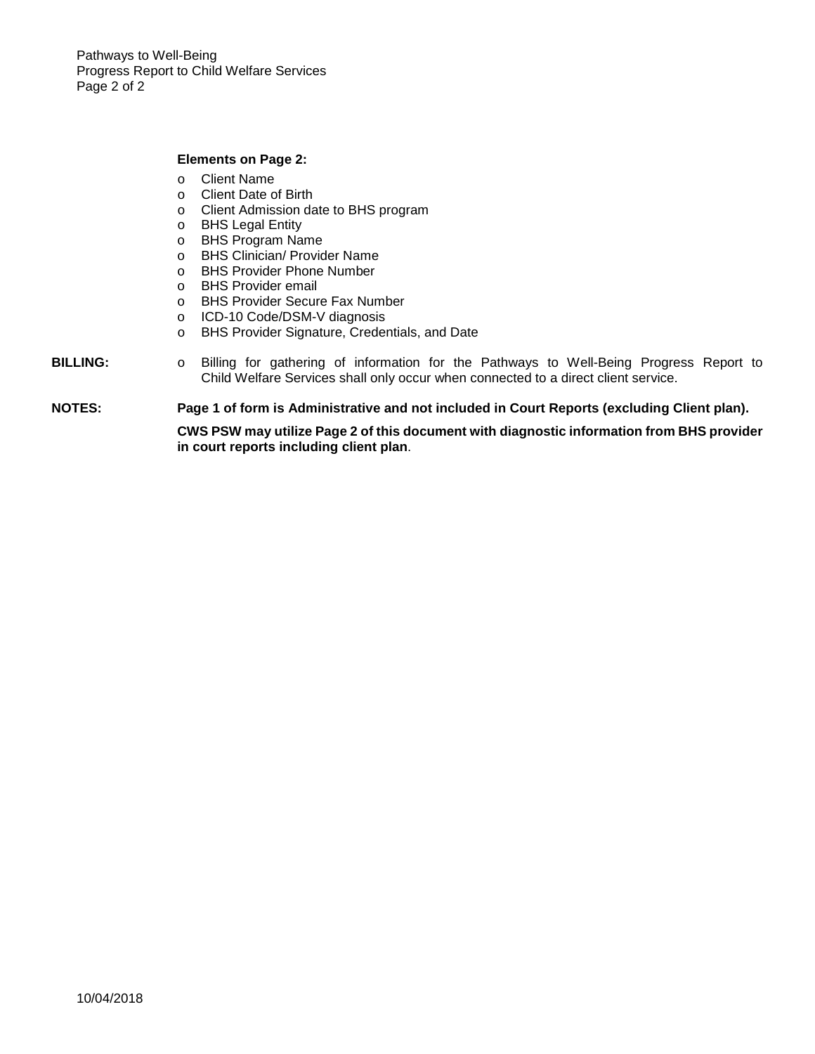**Elements on Page 2:**

- Client Name
- Client Date of Birth
- Client Admission date to BHS program
- BHS Legal Entity
- BHS Program Name
- BHS Clinician/ Provider Name
- BHS Provider Phone Number
- BHS Provider email
- BHS Provider Secure Fax Number
- ICD-10 Code/DSM-V diagnosis
- BHS Provider Signature, Credentials, and Date

**BILLING:**

- Billing for gathering of information for the Pathways to Well-Being Progress Report to Child Welfare Services shall only occur when connected to a direct client service.

**NOTES:** **Page 1 of form is Administrative and not included in Court Reports (excluding Client plan).**

**CWS PSW may utilize Page 2 of this document with diagnostic information from BHS provider in court reports including client plan**.

10/04/2018